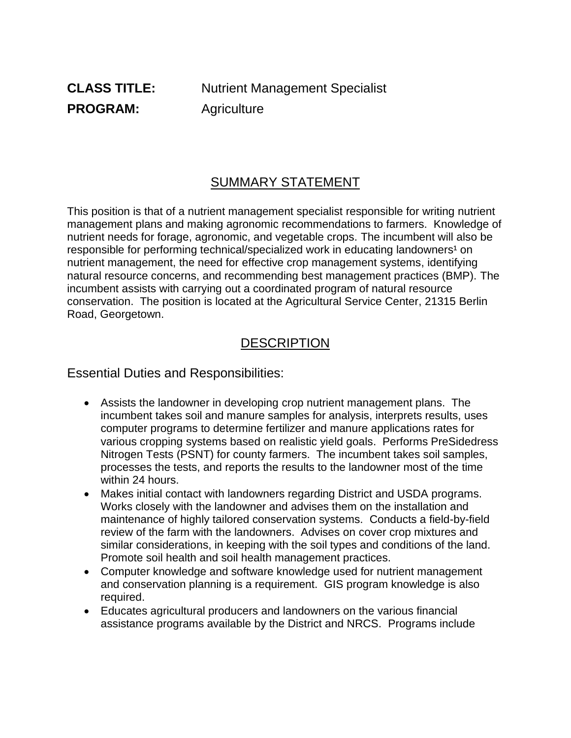**CLASS TITLE:** Nutrient Management Specialist

**PROGRAM:** Agriculture

## SUMMARY STATEMENT

This position is that of a nutrient management specialist responsible for writing nutrient management plans and making agronomic recommendations to farmers. Knowledge of nutrient needs for forage, agronomic, and vegetable crops. The incumbent will also be responsible for performing technical/specialized work in educating landowners[1] on nutrient management, the need for effective crop management systems, identifying natural resource concerns, and recommending best management practices (BMP). The incumbent assists with carrying out a coordinated program of natural resource conservation. The position is located at the Agricultural Service Center, 21315 Berlin Road, Georgetown.

## DESCRIPTION

### Essential Duties and Responsibilities:

- Assists the landowner in developing crop nutrient management plans. The incumbent takes soil and manure samples for analysis, interprets results, uses computer programs to determine fertilizer and manure applications rates for various cropping systems based on realistic yield goals. Performs PreSidedress Nitrogen Tests (PSNT) for county farmers. The incumbent takes soil samples, processes the tests, and reports the results to the landowner most of the time within 24 hours.
- Makes initial contact with landowners regarding District and USDA programs. Works closely with the landowner and advises them on the installation and maintenance of highly tailored conservation systems. Conducts a field-by-field review of the farm with the landowners. Advises on cover crop mixtures and similar considerations, in keeping with the soil types and conditions of the land. Promote soil health and soil health management practices.
- Computer knowledge and software knowledge used for nutrient management and conservation planning is a requirement. GIS program knowledge is also required.
- Educates agricultural producers and landowners on the various financial assistance programs available by the District and NRCS. Programs include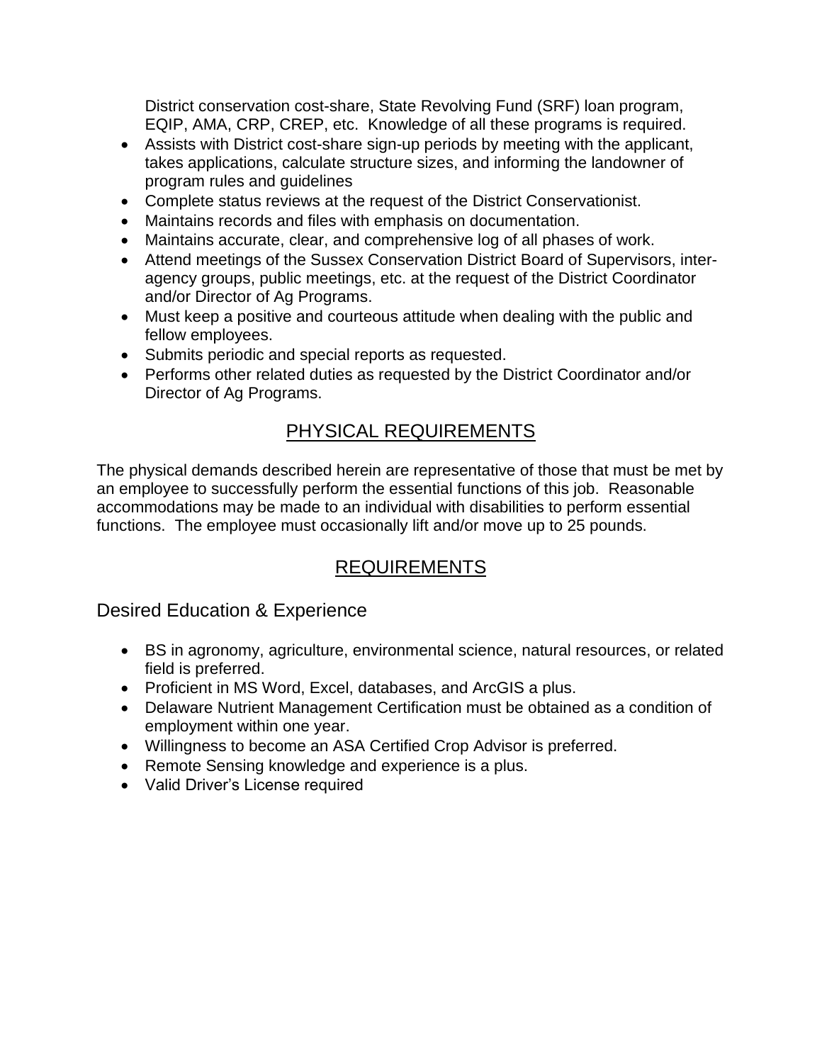District conservation cost-share, State Revolving Fund (SRF) loan program, EQIP, AMA, CRP, CREP, etc. Knowledge of all these programs is required.

- Assists with District cost-share sign-up periods by meeting with the applicant, takes applications, calculate structure sizes, and informing the landowner of program rules and guidelines
- Complete status reviews at the request of the District Conservationist.
- Maintains records and files with emphasis on documentation.
- Maintains accurate, clear, and comprehensive log of all phases of work.
- Attend meetings of the Sussex Conservation District Board of Supervisors, inter-agency groups, public meetings, etc. at the request of the District Coordinator and/or Director of Ag Programs.
- Must keep a positive and courteous attitude when dealing with the public and fellow employees.
- Submits periodic and special reports as requested.
- Performs other related duties as requested by the District Coordinator and/or Director of Ag Programs.

## PHYSICAL REQUIREMENTS

The physical demands described herein are representative of those that must be met by an employee to successfully perform the essential functions of this job. Reasonable accommodations may be made to an individual with disabilities to perform essential functions. The employee must occasionally lift and/or move up to 25 pounds.

## REQUIREMENTS

### Desired Education & Experience

- BS in agronomy, agriculture, environmental science, natural resources, or related field is preferred.
- Proficient in MS Word, Excel, databases, and ArcGIS a plus.
- Delaware Nutrient Management Certification must be obtained as a condition of employment within one year.
- Willingness to become an ASA Certified Crop Advisor is preferred.
- Remote Sensing knowledge and experience is a plus.
- Valid Driver's License required